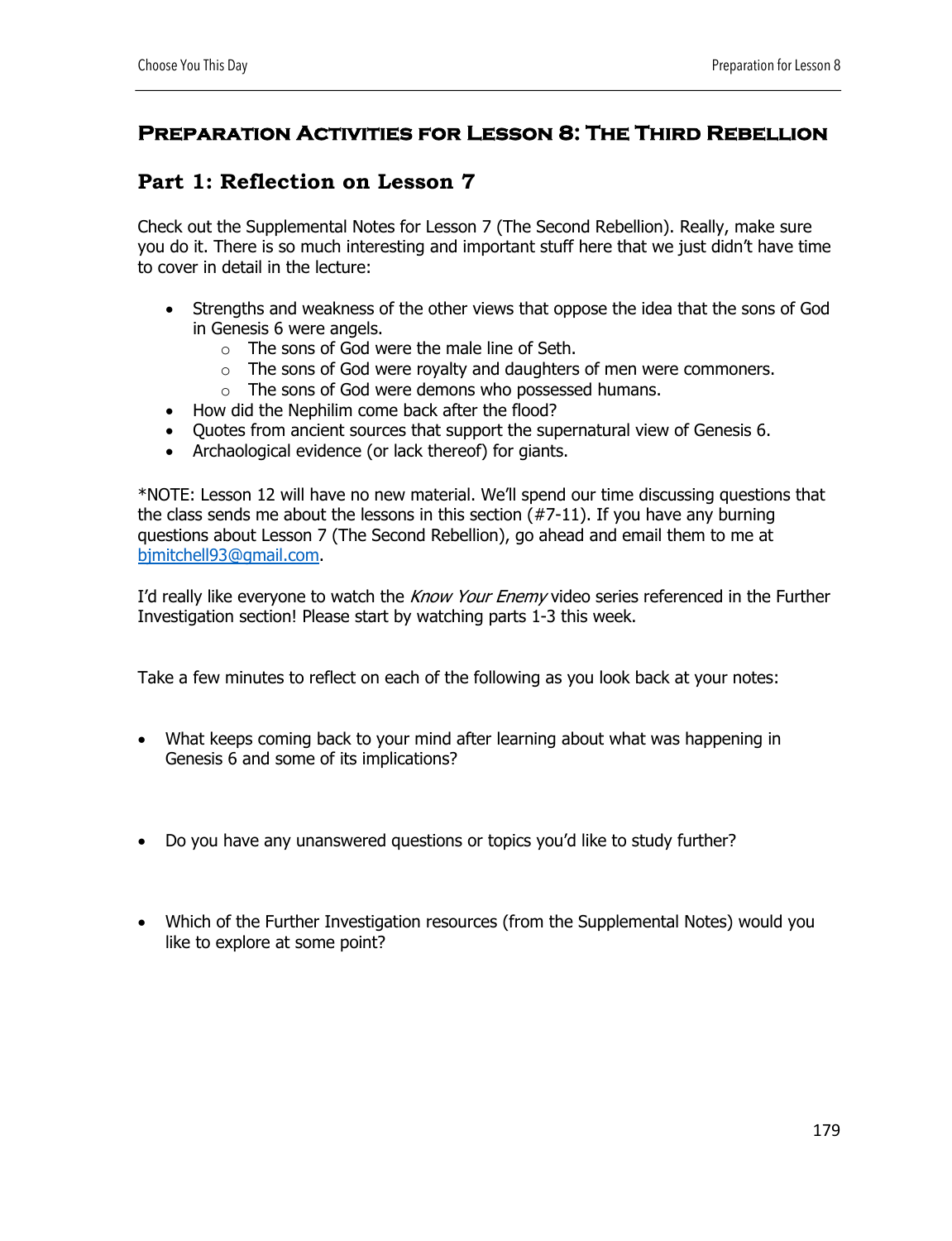# Preparation Activities for Lesson 8: The Third Rebellion

## Part 1: Reflection on Lesson 7

Check out the Supplemental Notes for Lesson 7 (The Second Rebellion). Really, make sure you do it. There is so much interesting and important stuff here that we just didn't have time to cover in detail in the lecture:

- Strengths and weakness of the other views that oppose the idea that the sons of God in Genesis 6 were angels.
  - The sons of God were the male line of Seth.
  - The sons of God were royalty and daughters of men were commoners.
  - The sons of God were demons who possessed humans.
- How did the Nephilim come back after the flood?
- Quotes from ancient sources that support the supernatural view of Genesis 6.
- Archaological evidence (or lack thereof) for giants.

*NOTE: Lesson 12 will have no new material. We'll spend our time discussing questions that the class sends me about the lessons in this section (#7-11). If you have any burning questions about Lesson 7 (The Second Rebellion), go ahead and email them to me at bjmitchell93@gmail.com.

I'd really like everyone to watch the *Know Your Enemy* video series referenced in the Further Investigation section! Please start by watching parts 1-3 this week.

Take a few minutes to reflect on each of the following as you look back at your notes:

- What keeps coming back to your mind after learning about what was happening in Genesis 6 and some of its implications?

- Do you have any unanswered questions or topics you'd like to study further?

- Which of the Further Investigation resources (from the Supplemental Notes) would you like to explore at some point?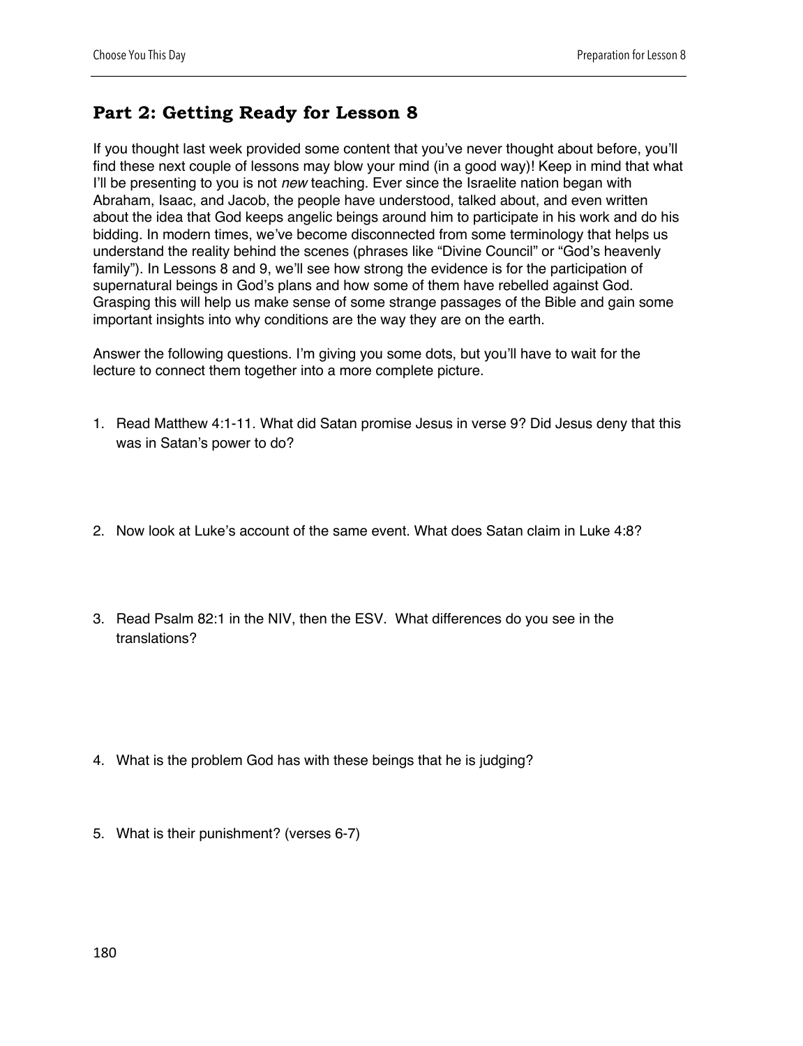## Part 2: Getting Ready for Lesson 8

If you thought last week provided some content that you've never thought about before, you'll find these next couple of lessons may blow your mind (in a good way)! Keep in mind that what I'll be presenting to you is not *new* teaching. Ever since the Israelite nation began with Abraham, Isaac, and Jacob, the people have understood, talked about, and even written about the idea that God keeps angelic beings around him to participate in his work and do his bidding. In modern times, we've become disconnected from some terminology that helps us understand the reality behind the scenes (phrases like "Divine Council" or "God's heavenly family"). In Lessons 8 and 9, we'll see how strong the evidence is for the participation of supernatural beings in God's plans and how some of them have rebelled against God. Grasping this will help us make sense of some strange passages of the Bible and gain some important insights into why conditions are the way they are on the earth.

Answer the following questions. I'm giving you some dots, but you'll have to wait for the lecture to connect them together into a more complete picture.

1. Read Matthew 4:1-11. What did Satan promise Jesus in verse 9? Did Jesus deny that this was in Satan's power to do?

2. Now look at Luke's account of the same event. What does Satan claim in Luke 4:8?

3. Read Psalm 82:1 in the NIV, then the ESV. What differences do you see in the translations?

4. What is the problem God has with these beings that he is judging?

5. What is their punishment? (verses 6-7)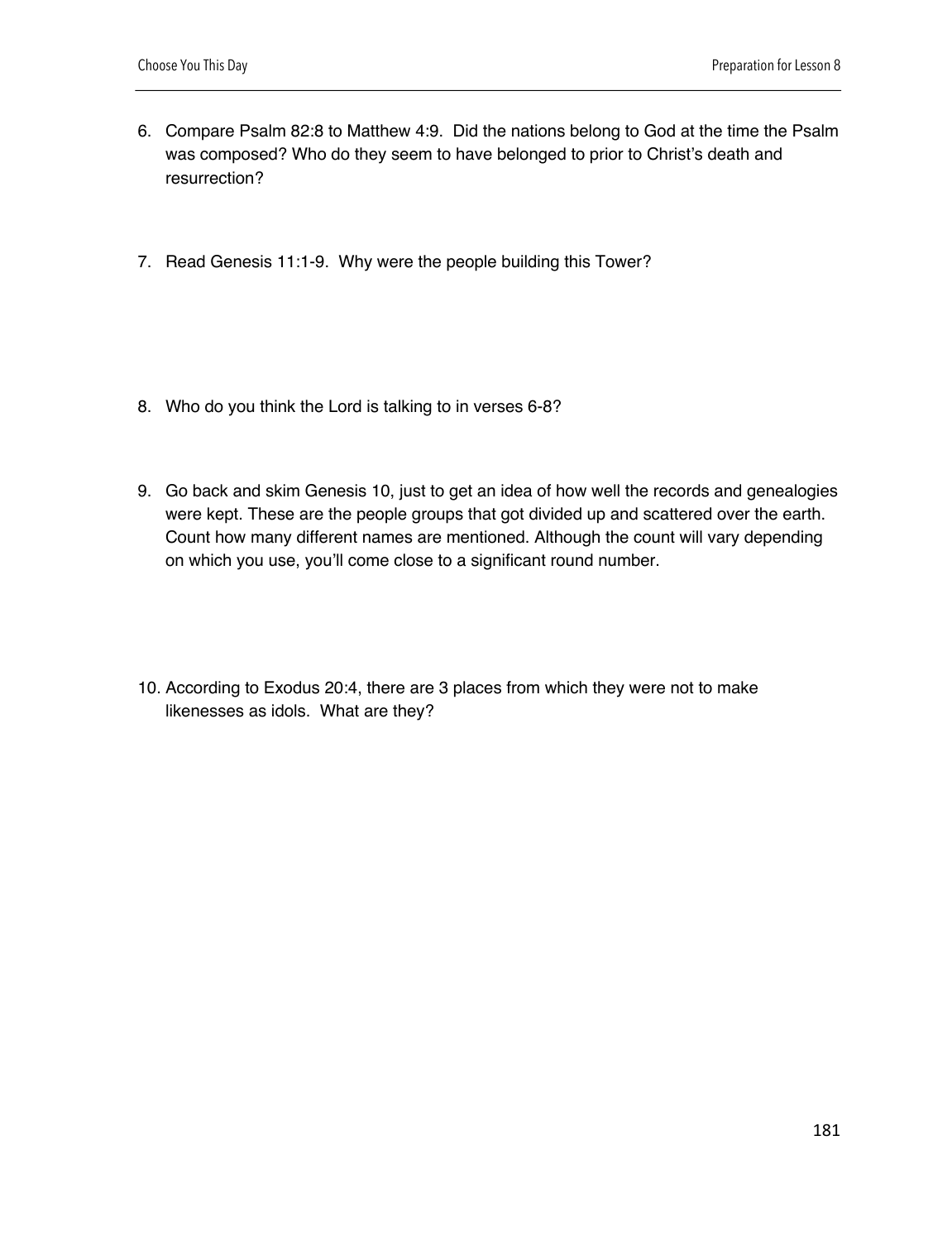6. Compare Psalm 82:8 to Matthew 4:9. Did the nations belong to God at the time the Psalm was composed? Who do they seem to have belonged to prior to Christ's death and resurrection?

7. Read Genesis 11:1-9. Why were the people building this Tower?

8. Who do you think the Lord is talking to in verses 6-8?

9. Go back and skim Genesis 10, just to get an idea of how well the records and genealogies were kept. These are the people groups that got divided up and scattered over the earth. Count how many different names are mentioned. Although the count will vary depending on which you use, you'll come close to a significant round number.

10. According to Exodus 20:4, there are 3 places from which they were not to make likenesses as idols. What are they?